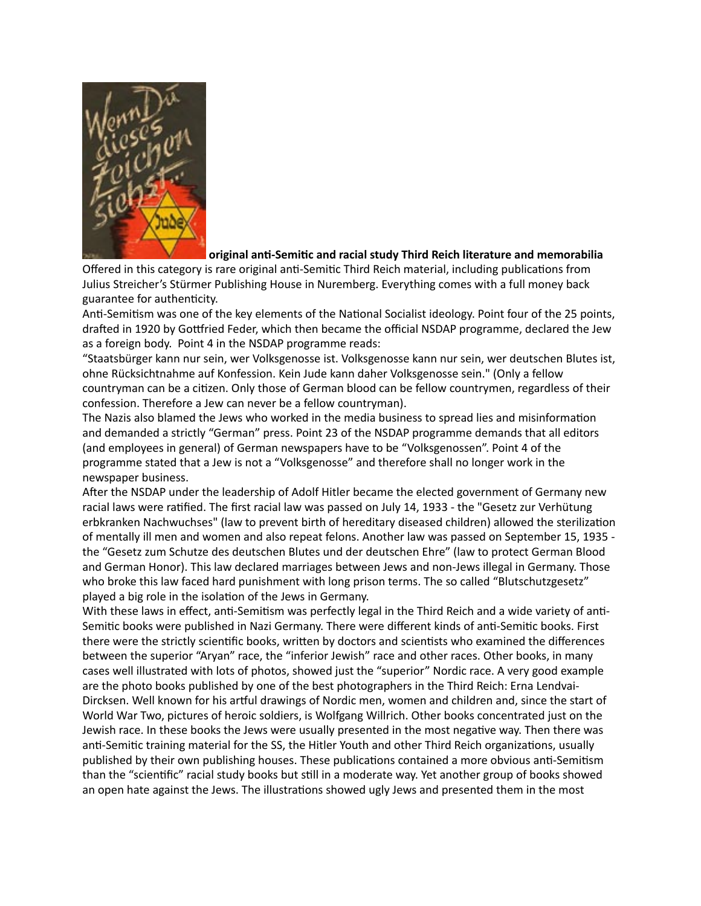**original anti-Semitic and racial study Third Reich literature and memorabilia**

Offered in this category is rare original anti-Semitic Third Reich material, including publications from Julius Streicher's Stürmer Publishing House in Nuremberg. Everything comes with a full money back guarantee for authenticity.

Anti-Semitism was one of the key elements of the National Socialist ideology. Point four of the 25 points, drafted in 1920 by Gottfried Feder, which then became the official NSDAP programme, declared the Jew as a foreign body. Point 4 in the NSDAP programme reads:

"Staatsbürger kann nur sein, wer Volksgenosse ist. Volksgenosse kann nur sein, wer deutschen Blutes ist, ohne Rücksichtnahme auf Konfession. Kein Jude kann daher Volksgenosse sein." (Only a fellow countryman can be a citizen. Only those of German blood can be fellow countrymen, regardless of their confession. Therefore a Jew can never be a fellow countryman).

The Nazis also blamed the Jews who worked in the media business to spread lies and misinformation and demanded a strictly "German" press. Point 23 of the NSDAP programme demands that all editors (and employees in general) of German newspapers have to be "Volksgenossen". Point 4 of the programme stated that a Jew is not a "Volksgenosse" and therefore shall no longer work in the newspaper business.

After the NSDAP under the leadership of Adolf Hitler became the elected government of Germany new racial laws were ratified. The first racial law was passed on July 14, 1933 - the "Gesetz zur Verhütung erbkranken Nachwuchses" (law to prevent birth of hereditary diseased children) allowed the sterilization of mentally ill men and women and also repeat felons. Another law was passed on September 15, 1935 - the "Gesetz zum Schutze des deutschen Blutes und der deutschen Ehre" (law to protect German Blood and German Honor). This law declared marriages between Jews and non-Jews illegal in Germany. Those who broke this law faced hard punishment with long prison terms. The so called "Blutschutzgesetz" played a big role in the isolation of the Jews in Germany.

With these laws in effect, anti-Semitism was perfectly legal in the Third Reich and a wide variety of anti-Semitic books were published in Nazi Germany. There were different kinds of anti-Semitic books. First there were the strictly scientific books, written by doctors and scientists who examined the differences between the superior "Aryan" race, the "inferior Jewish" race and other races. Other books, in many cases well illustrated with lots of photos, showed just the "superior" Nordic race. A very good example are the photo books published by one of the best photographers in the Third Reich: Erna Lendvai-Dircksen. Well known for his artful drawings of Nordic men, women and children and, since the start of World War Two, pictures of heroic soldiers, is Wolfgang Willrich. Other books concentrated just on the Jewish race. In these books the Jews were usually presented in the most negative way. Then there was anti-Semitic training material for the SS, the Hitler Youth and other Third Reich organizations, usually published by their own publishing houses. These publications contained a more obvious anti-Semitism than the "scientific" racial study books but still in a moderate way. Yet another group of books showed an open hate against the Jews. The illustrations showed ugly Jews and presented them in the most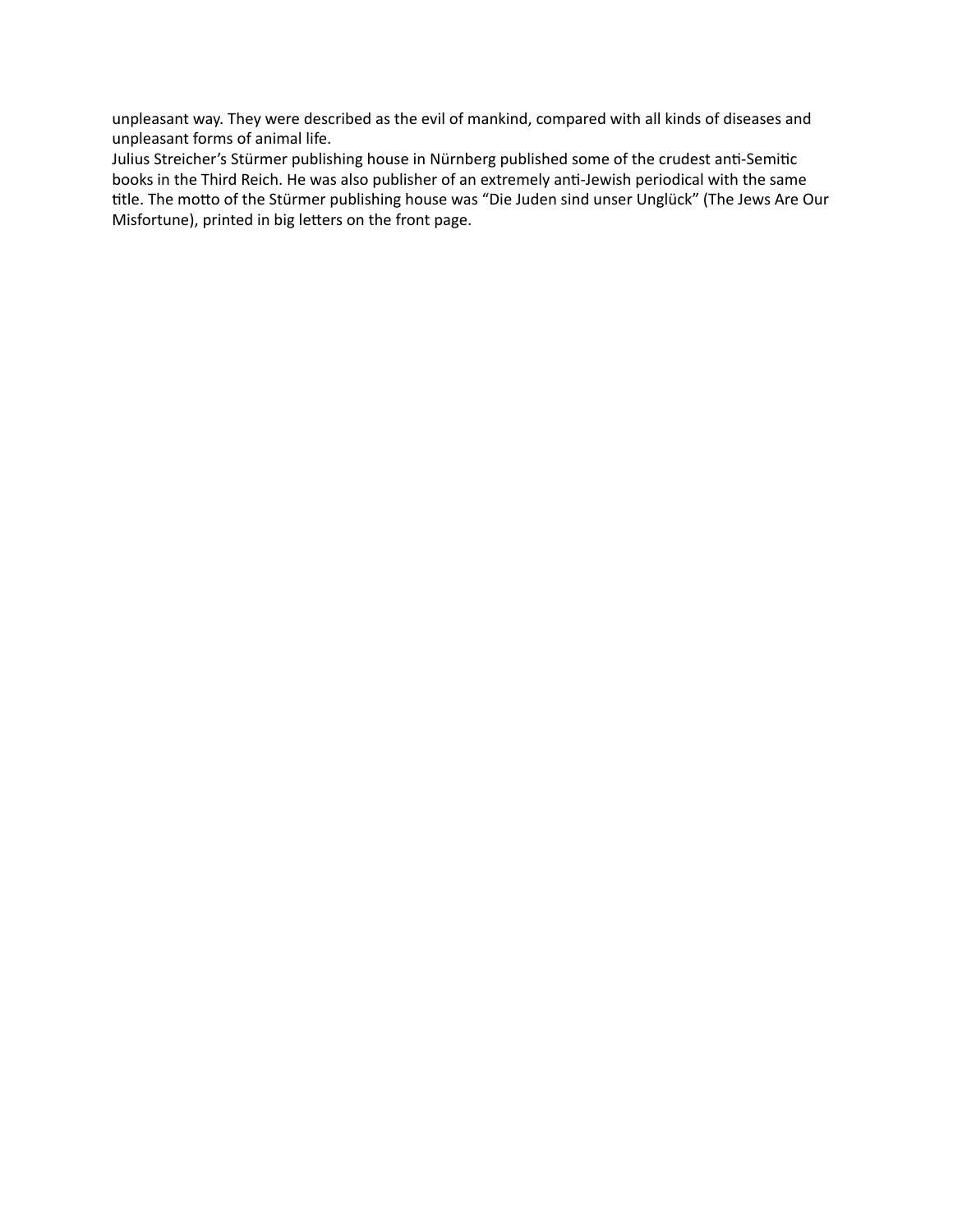unpleasant way. They were described as the evil of mankind, compared with all kinds of diseases and unpleasant forms of animal life.

Julius Streicher's Stürmer publishing house in Nürnberg published some of the crudest anti-Semitic books in the Third Reich. He was also publisher of an extremely anti-Jewish periodical with the same title. The motto of the Stürmer publishing house was "Die Juden sind unser Unglück" (The Jews Are Our Misfortune), printed in big letters on the front page.